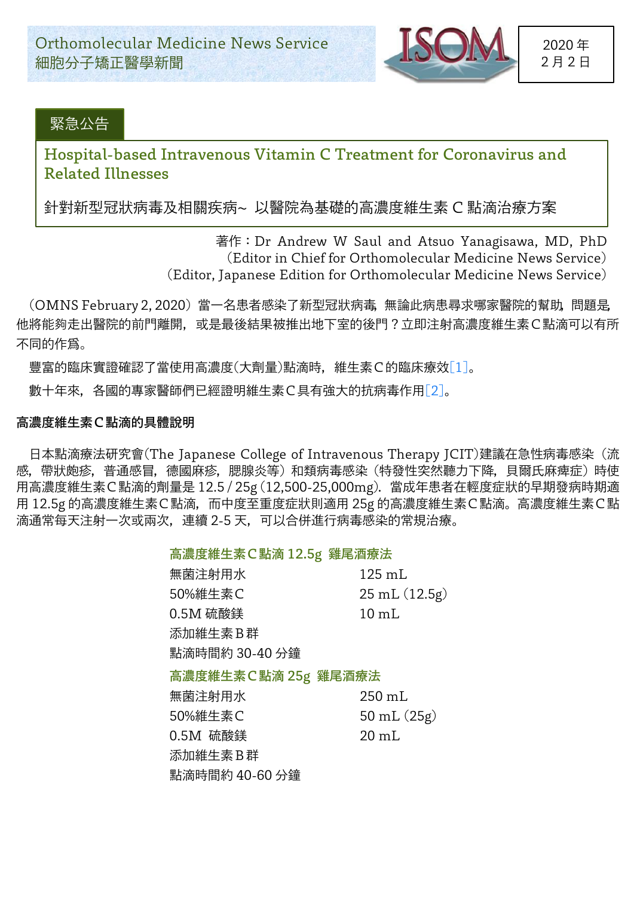Orthomolecular Medicine News Service
細胞分子矯正醫學新聞

ISOM

2020 年
2 月 2 日

緊急公告

# Hospital-based Intravenous Vitamin C Treatment for Coronavirus and Related Illnesses

## 針對新型冠狀病毒及相關疾病~ 以醫院為基礎的高濃度維生素 C 點滴治療方案

著作：Dr Andrew W Saul and Atsuo Yanagisawa, MD, PhD
(Editor in Chief for Orthomolecular Medicine News Service)
(Editor, Japanese Edition for Orthomolecular Medicine News Service)

（OMNS February 2, 2020）當一名患者感染了新型冠狀病毒，無論此病患尋求哪家醫院的幫助，問題是，他將能夠走出醫院的前門離開，或是最後結果被推出地下室的後門？立即注射高濃度維生素C點滴可以有所不同的作爲。

豐富的臨床實證確認了當使用高濃度(大劑量)點滴時，維生素C的臨床療效[1]。

數十年來，各國的專家醫師們已經證明維生素C具有強大的抗病毒作用[2]。

### 高濃度維生素C點滴的具體說明

日本點滴療法研究會(The Japanese College of Intravenous Therapy JCIT)建議在急性病毒感染（流感，帶狀皰疹，普通感冒，德國麻疹，腮腺炎等）和類病毒感染（特發性突然聽力下降，貝爾氏麻痺症）時使用高濃度維生素C點滴的劑量是 12.5 / 25g (12,500-25,000mg)．當成年患者在輕度症狀的早期發病時期適用 12.5g 的高濃度維生素C點滴，而中度至重度症狀則適用 25g 的高濃度維生素C點滴。高濃度維生素C點滴通常每天注射一次或兩次，連續 2-5 天，可以合併進行病毒感染的常規治療。

**高濃度維生素C點滴 12.5g 雞尾酒療法**

| | |
|---|---|
| 無菌注射用水 | 125 mL |
| 50%維生素C | 25 mL (12.5g) |
| 0.5M 硫酸鎂 | 10 mL |
| 添加維生素B群 | |
| 點滴時間約 30-40 分鐘 | |

**高濃度維生素C點滴 25g 雞尾酒療法**

| | |
|---|---|
| 無菌注射用水 | 250 mL |
| 50%維生素C | 50 mL (25g) |
| 0.5M 硫酸鎂 | 20 mL |
| 添加維生素B群 | |
| 點滴時間約 40-60 分鐘 | |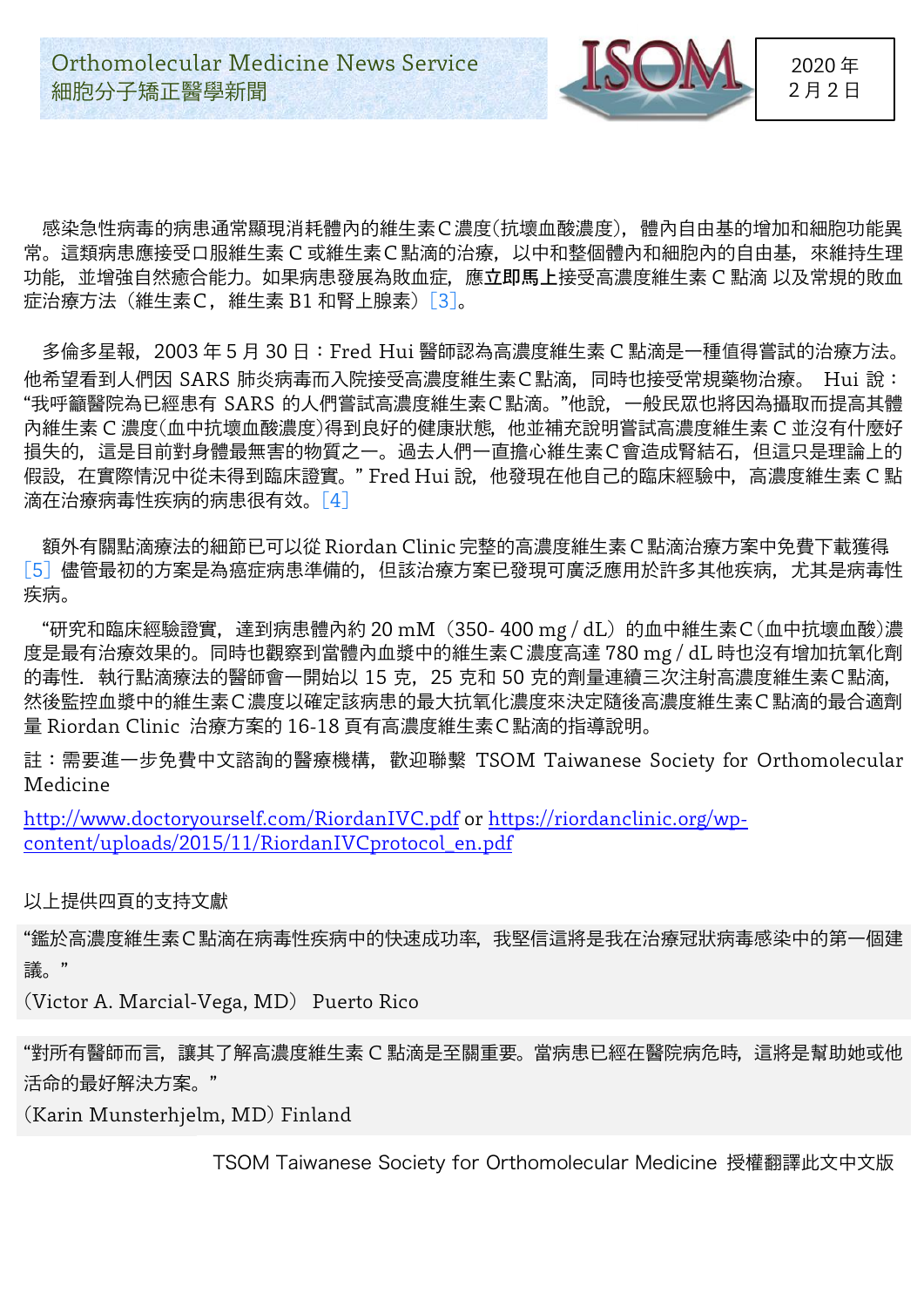感染急性病毒的病患通常顯現消耗體內的維生素C濃度(抗壞血酸濃度)，體內自由基的增加和細胞功能異常。這類病患應接受口服維生素 C 或維生素C點滴的治療，以中和整個體內和細胞內的自由基，來維持生理功能，並增強自然癒合能力。如果病患發展為敗血症，應**立即馬上**接受高濃度維生素 C 點滴 以及常規的敗血症治療方法（維生素C，維生素 B1 和腎上腺素）[3]。

多倫多星報，2003 年 5 月 30 日：Fred Hui 醫師認為高濃度維生素 C 點滴是一種值得嘗試的治療方法。他希望看到人們因 SARS 肺炎病毒而入院接受高濃度維生素C點滴，同時也接受常規藥物治療。 Hui 說："我呼籲醫院為已經患有 SARS 的人們嘗試高濃度維生素C點滴。"他說，一般民眾也將因為攝取而提高其體內維生素 C 濃度(血中抗壞血酸濃度)得到良好的健康狀態，他並補充說明嘗試高濃度維生素 C 並沒有什麼好損失的，這是目前對身體最無害的物質之一。過去人們一直擔心維生素C會造成腎結石，但這只是理論上的假設，在實際情況中從未得到臨床證實。" Fred Hui 說，他發現在他自己的臨床經驗中，高濃度維生素 C 點滴在治療病毒性疾病的病患很有效。[4]

額外有關點滴療法的細節已可以從 Riordan Clinic 完整的高濃度維生素C點滴治療方案中免費下載獲得[5] 儘管最初的方案是為癌症病患準備的，但該治療方案已發現可廣泛應用於許多其他疾病，尤其是病毒性疾病。

"研究和臨床經驗證實，達到病患體內約 20 mM（350- 400 mg / dL）的血中維生素C(血中抗壞血酸)濃度是最有治療效果的。同時也觀察到當體內血漿中的維生素C濃度高達 780 mg / dL 時也沒有增加抗氧化劑的毒性. 執行點滴療法的醫師會一開始以 15 克，25 克和 50 克的劑量連續三次注射高濃度維生素C點滴，然後監控血漿中的維生素C濃度以確定該病患的最大抗氧化濃度來決定隨後高濃度維生素C點滴的最合適劑量 Riordan Clinic 治療方案的 16-18 頁有高濃度維生素C點滴的指導說明。

註：需要進一步免費中文諮詢的醫療機構，歡迎聯繫 TSOM Taiwanese Society for Orthomolecular Medicine

http://www.doctoryourself.com/RiordanIVC.pdf or https://riordanclinic.org/wp-content/uploads/2015/11/RiordanIVCprotocol_en.pdf

以上提供四頁的支持文獻

"鑑於高濃度維生素C點滴在病毒性疾病中的快速成功率，我堅信這將是我在治療冠狀病毒感染中的第一個建議。"

(Victor A. Marcial-Vega, MD) Puerto Rico

"對所有醫師而言，讓其了解高濃度維生素 C 點滴是至關重要。當病患已經在醫院病危時，這將是幫助她或他活命的最好解決方案。"

(Karin Munsterhjelm, MD) Finland

TSOM Taiwanese Society for Orthomolecular Medicine 授權翻譯此文中文版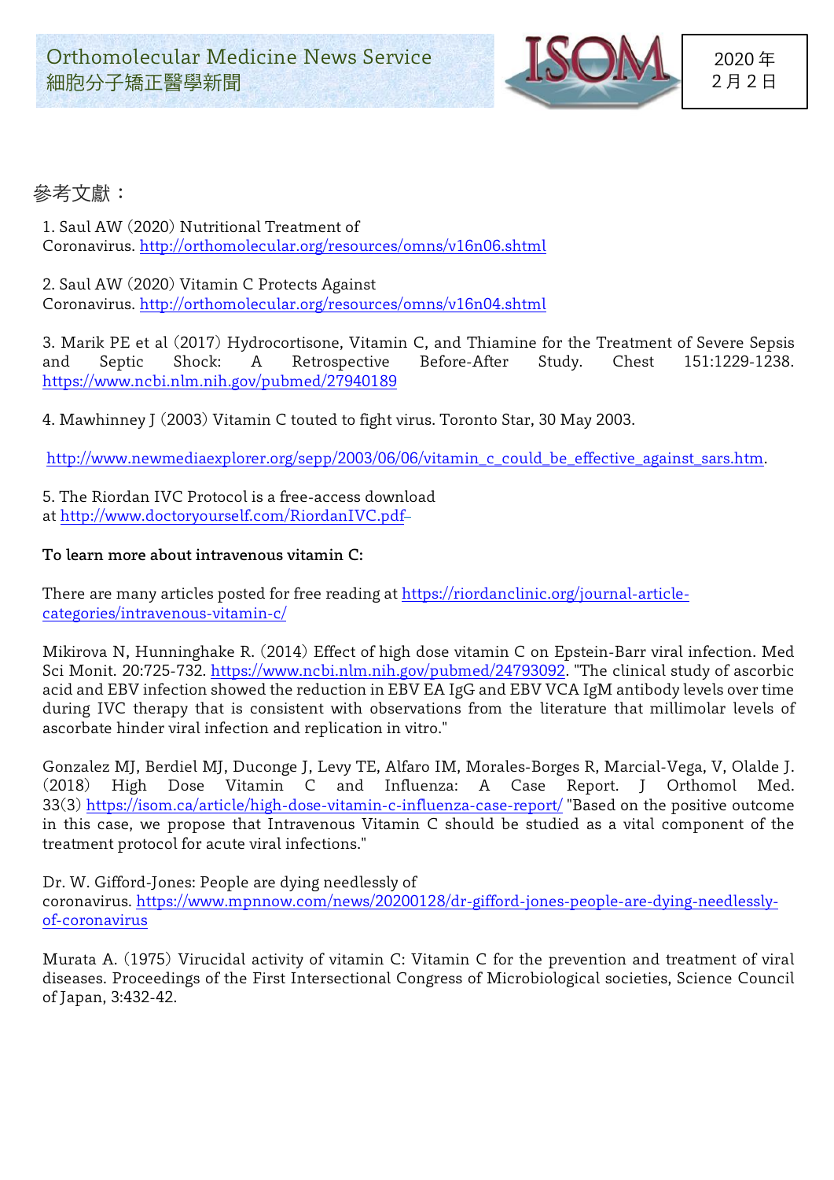## 參考文獻：

1. Saul AW (2020) Nutritional Treatment of Coronavirus. http://orthomolecular.org/resources/omns/v16n06.shtml

2. Saul AW (2020) Vitamin C Protects Against Coronavirus. http://orthomolecular.org/resources/omns/v16n04.shtml

3. Marik PE et al (2017) Hydrocortisone, Vitamin C, and Thiamine for the Treatment of Severe Sepsis and Septic Shock: A Retrospective Before-After Study. Chest 151:1229-1238. https://www.ncbi.nlm.nih.gov/pubmed/27940189

4. Mawhinney J (2003) Vitamin C touted to fight virus. Toronto Star, 30 May 2003.

http://www.newmediaexplorer.org/sepp/2003/06/06/vitamin_c_could_be_effective_against_sars.htm.

5. The Riordan IVC Protocol is a free-access download at http://www.doctoryourself.com/RiordanIVC.pdf

**To learn more about intravenous vitamin C:**

There are many articles posted for free reading at https://riordanclinic.org/journal-article-categories/intravenous-vitamin-c/

Mikirova N, Hunninghake R. (2014) Effect of high dose vitamin C on Epstein-Barr viral infection. Med Sci Monit. 20:725-732. https://www.ncbi.nlm.nih.gov/pubmed/24793092. "The clinical study of ascorbic acid and EBV infection showed the reduction in EBV EA IgG and EBV VCA IgM antibody levels over time during IVC therapy that is consistent with observations from the literature that millimolar levels of ascorbate hinder viral infection and replication in vitro."

Gonzalez MJ, Berdiel MJ, Duconge J, Levy TE, Alfaro IM, Morales-Borges R, Marcial-Vega, V, Olalde J. (2018) High Dose Vitamin C and Influenza: A Case Report. J Orthomol Med. 33(3) https://isom.ca/article/high-dose-vitamin-c-influenza-case-report/ "Based on the positive outcome in this case, we propose that Intravenous Vitamin C should be studied as a vital component of the treatment protocol for acute viral infections."

Dr. W. Gifford-Jones: People are dying needlessly of coronavirus. https://www.mpnnow.com/news/20200128/dr-gifford-jones-people-are-dying-needlessly-of-coronavirus

Murata A. (1975) Virucidal activity of vitamin C: Vitamin C for the prevention and treatment of viral diseases. Proceedings of the First Intersectional Congress of Microbiological societies, Science Council of Japan, 3:432-42.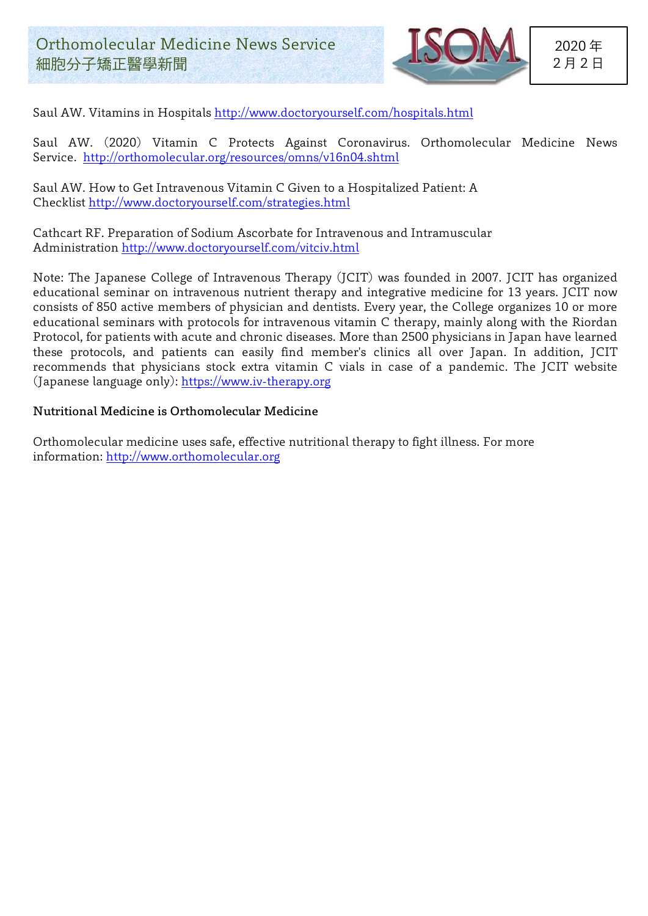Saul AW. Vitamins in Hospitals http://www.doctoryourself.com/hospitals.html

Saul AW. (2020) Vitamin C Protects Against Coronavirus. Orthomolecular Medicine News Service. http://orthomolecular.org/resources/omns/v16n04.shtml

Saul AW. How to Get Intravenous Vitamin C Given to a Hospitalized Patient: A Checklist http://www.doctoryourself.com/strategies.html

Cathcart RF. Preparation of Sodium Ascorbate for Intravenous and Intramuscular Administration http://www.doctoryourself.com/vitciv.html

Note: The Japanese College of Intravenous Therapy (JCIT) was founded in 2007. JCIT has organized educational seminar on intravenous nutrient therapy and integrative medicine for 13 years. JCIT now consists of 850 active members of physician and dentists. Every year, the College organizes 10 or more educational seminars with protocols for intravenous vitamin C therapy, mainly along with the Riordan Protocol, for patients with acute and chronic diseases. More than 2500 physicians in Japan have learned these protocols, and patients can easily find member's clinics all over Japan. In addition, JCIT recommends that physicians stock extra vitamin C vials in case of a pandemic. The JCIT website (Japanese language only): https://www.iv-therapy.org

**Nutritional Medicine is Orthomolecular Medicine**

Orthomolecular medicine uses safe, effective nutritional therapy to fight illness. For more information: http://www.orthomolecular.org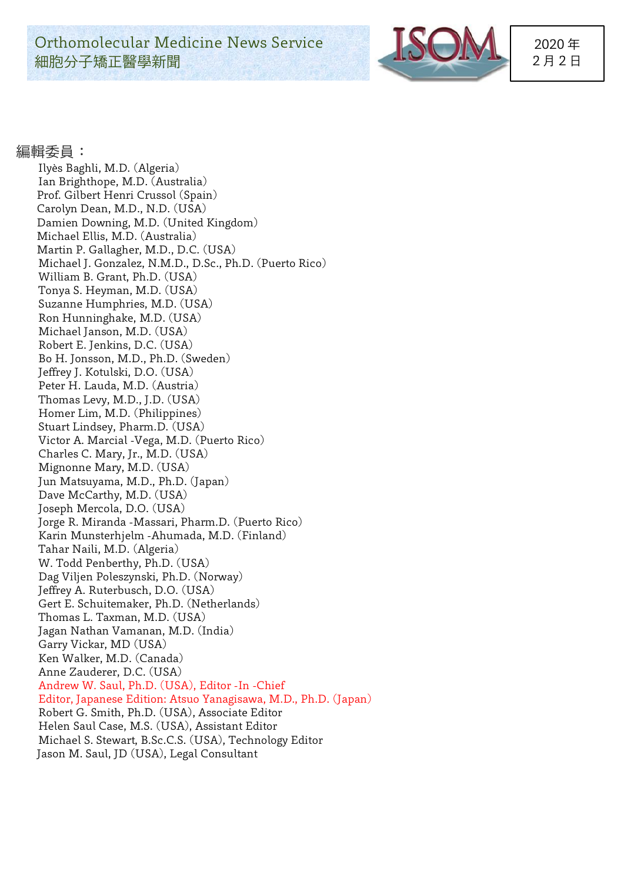Orthomolecular Medicine News Service
細胞分子矯正醫學新聞

2020 年
2 月 2 日

編輯委員：

Ilyès Baghli, M.D. (Algeria)
Ian Brighthope, M.D. (Australia)
Prof. Gilbert Henri Crussol (Spain)
Carolyn Dean, M.D., N.D. (USA)
Damien Downing, M.D. (United Kingdom)
Michael Ellis, M.D. (Australia)
Martin P. Gallagher, M.D., D.C. (USA)
Michael J. Gonzalez, N.M.D., D.Sc., Ph.D. (Puerto Rico)
William B. Grant, Ph.D. (USA)
Tonya S. Heyman, M.D. (USA)
Suzanne Humphries, M.D. (USA)
Ron Hunninghake, M.D. (USA)
Michael Janson, M.D. (USA)
Robert E. Jenkins, D.C. (USA)
Bo H. Jonsson, M.D., Ph.D. (Sweden)
Jeffrey J. Kotulski, D.O. (USA)
Peter H. Lauda, M.D. (Austria)
Thomas Levy, M.D., J.D. (USA)
Homer Lim, M.D. (Philippines)
Stuart Lindsey, Pharm.D. (USA)
Victor A. Marcial -Vega, M.D. (Puerto Rico)
Charles C. Mary, Jr., M.D. (USA)
Mignonne Mary, M.D. (USA)
Jun Matsuyama, M.D., Ph.D. (Japan)
Dave McCarthy, M.D. (USA)
Joseph Mercola, D.O. (USA)
Jorge R. Miranda -Massari, Pharm.D. (Puerto Rico)
Karin Munsterhjelm -Ahumada, M.D. (Finland)
Tahar Naili, M.D. (Algeria)
W. Todd Penberthy, Ph.D. (USA)
Dag Viljen Poleszynski, Ph.D. (Norway)
Jeffrey A. Ruterbusch, D.O. (USA)
Gert E. Schuitemaker, Ph.D. (Netherlands)
Thomas L. Taxman, M.D. (USA)
Jagan Nathan Vamanan, M.D. (India)
Garry Vickar, MD (USA)
Ken Walker, M.D. (Canada)
Anne Zauderer, D.C. (USA)
Andrew W. Saul, Ph.D. (USA), Editor -In -Chief
Editor, Japanese Edition: Atsuo Yanagisawa, M.D., Ph.D. (Japan)
Robert G. Smith, Ph.D. (USA), Associate Editor
Helen Saul Case, M.S. (USA), Assistant Editor
Michael S. Stewart, B.Sc.C.S. (USA), Technology Editor
Jason M. Saul, JD (USA), Legal Consultant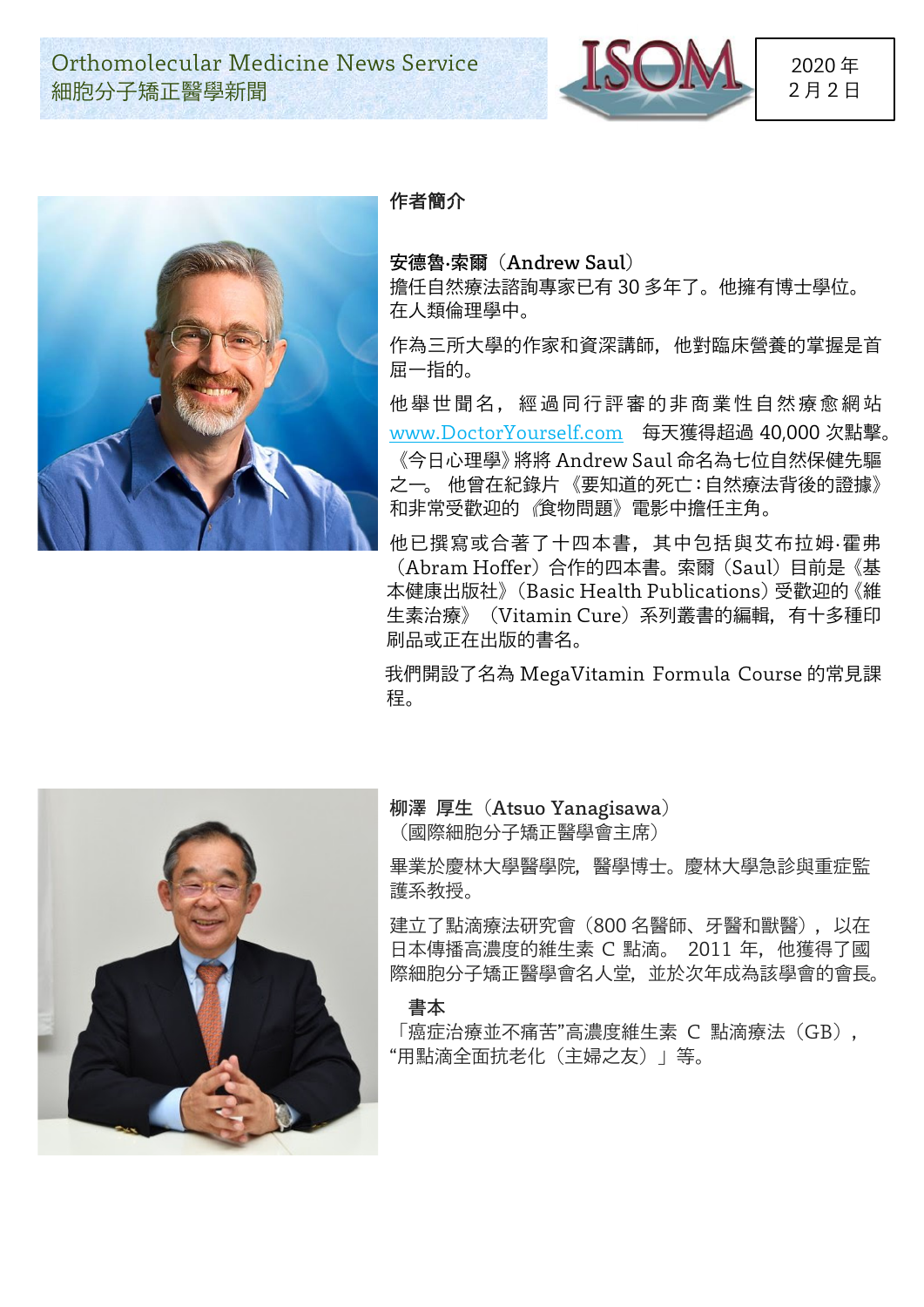**作者簡介**

**安德魯·索爾**（Andrew Saul）
擔任自然療法諮詢專家已有 30 多年了。他擁有博士學位。在人類倫理學中。

作為三所大學的作家和資深講師，他對臨床營養的掌握是首屈一指的。

他舉世聞名，經過同行評審的非商業性自然療愈網站 www.DoctorYourself.com 每天獲得超過 40,000 次點擊。《今日心理學》將將 Andrew Saul 命名為七位自然保健先驅之一。 他曾在紀錄片《要知道的死亡：自然療法背後的證據》和非常受歡迎的《食物問題》電影中擔任主角。

他已撰寫或合著了十四本書，其中包括與艾布拉姆·霍弗（Abram Hoffer）合作的四本書。索爾（Saul）目前是《基本健康出版社》（Basic Health Publications）受歡迎的《維生素治療》（Vitamin Cure）系列叢書的編輯，有十多種印刷品或正在出版的書名。

我們開設了名為 MegaVitamin Formula Course 的常見課程。

**柳澤 厚生**（Atsuo Yanagisawa）
（國際細胞分子矯正醫學會主席）

畢業於慶林大學醫學院，醫學博士。慶林大學急診與重症監護系教授。

建立了點滴療法研究會（800 名醫師、牙醫和獸醫），以在日本傳播高濃度的維生素 C 點滴。 2011 年，他獲得了國際細胞分子矯正醫學會名人堂，並於次年成為該學會的會長。

書本
「癌症治療並不痛苦”高濃度維生素 C 點滴療法（GB），“用點滴全面抗老化（主婦之友）」等。